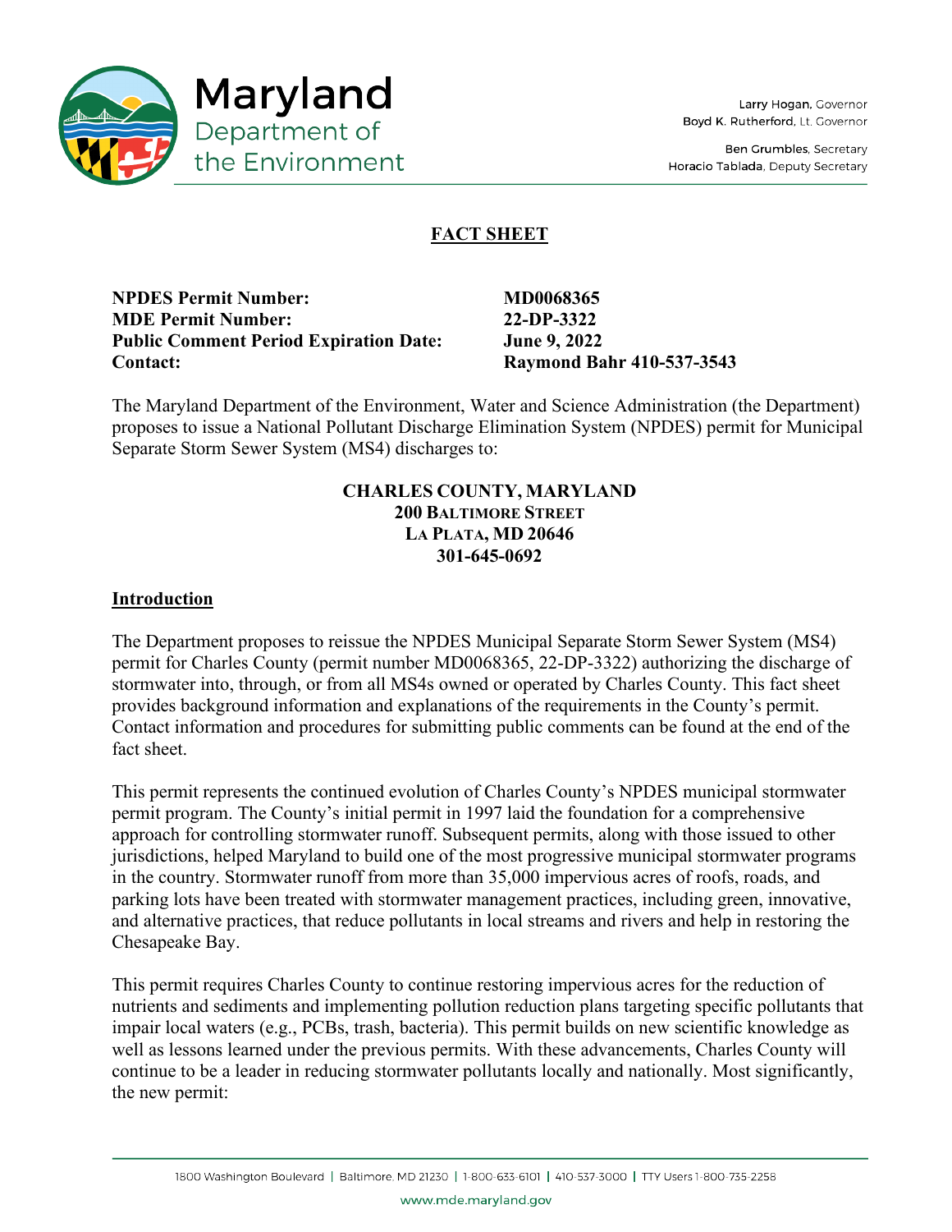Maryland Department of the Environment

Larry Hogan, Governor
Boyd K. Rutherford, Lt. Governor

Ben Grumbles, Secretary
Horacio Tablada, Deputy Secretary

# FACT SHEET

**NPDES Permit Number:** **MD0068365**
**MDE Permit Number:** **22-DP-3322**
**Public Comment Period Expiration Date:** **June 9, 2022**
**Contact:** **Raymond Bahr 410-537-3543**

The Maryland Department of the Environment, Water and Science Administration (the Department) proposes to issue a National Pollutant Discharge Elimination System (NPDES) permit for Municipal Separate Storm Sewer System (MS4) discharges to:

**CHARLES COUNTY, MARYLAND**
**200 BALTIMORE STREET**
**LA PLATA, MD 20646**
**301-645-0692**

## Introduction

The Department proposes to reissue the NPDES Municipal Separate Storm Sewer System (MS4) permit for Charles County (permit number MD0068365, 22-DP-3322) authorizing the discharge of stormwater into, through, or from all MS4s owned or operated by Charles County. This fact sheet provides background information and explanations of the requirements in the County's permit. Contact information and procedures for submitting public comments can be found at the end of the fact sheet.

This permit represents the continued evolution of Charles County's NPDES municipal stormwater permit program. The County's initial permit in 1997 laid the foundation for a comprehensive approach for controlling stormwater runoff. Subsequent permits, along with those issued to other jurisdictions, helped Maryland to build one of the most progressive municipal stormwater programs in the country. Stormwater runoff from more than 35,000 impervious acres of roofs, roads, and parking lots have been treated with stormwater management practices, including green, innovative, and alternative practices, that reduce pollutants in local streams and rivers and help in restoring the Chesapeake Bay.

This permit requires Charles County to continue restoring impervious acres for the reduction of nutrients and sediments and implementing pollution reduction plans targeting specific pollutants that impair local waters (e.g., PCBs, trash, bacteria). This permit builds on new scientific knowledge as well as lessons learned under the previous permits. With these advancements, Charles County will continue to be a leader in reducing stormwater pollutants locally and nationally. Most significantly, the new permit:

1800 Washington Boulevard | Baltimore, MD 21230 | 1-800-633-6101 | 410-537-3000 | TTY Users 1-800-735-2258
www.mde.maryland.gov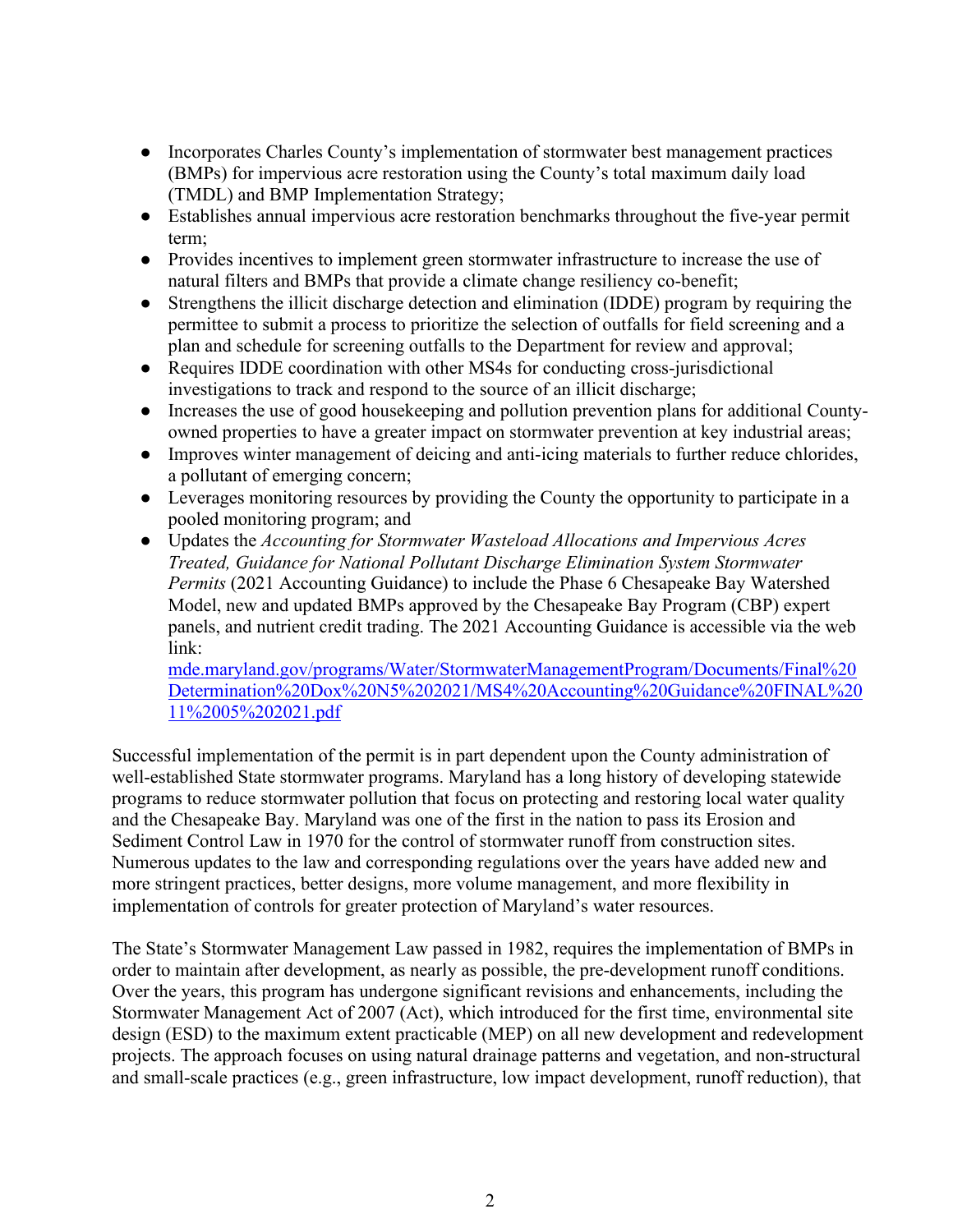- Incorporates Charles County's implementation of stormwater best management practices (BMPs) for impervious acre restoration using the County's total maximum daily load (TMDL) and BMP Implementation Strategy;
- Establishes annual impervious acre restoration benchmarks throughout the five-year permit term;
- Provides incentives to implement green stormwater infrastructure to increase the use of natural filters and BMPs that provide a climate change resiliency co-benefit;
- Strengthens the illicit discharge detection and elimination (IDDE) program by requiring the permittee to submit a process to prioritize the selection of outfalls for field screening and a plan and schedule for screening outfalls to the Department for review and approval;
- Requires IDDE coordination with other MS4s for conducting cross-jurisdictional investigations to track and respond to the source of an illicit discharge;
- Increases the use of good housekeeping and pollution prevention plans for additional County-owned properties to have a greater impact on stormwater prevention at key industrial areas;
- Improves winter management of deicing and anti-icing materials to further reduce chlorides, a pollutant of emerging concern;
- Leverages monitoring resources by providing the County the opportunity to participate in a pooled monitoring program; and
- Updates the *Accounting for Stormwater Wasteload Allocations and Impervious Acres Treated, Guidance for National Pollutant Discharge Elimination System Stormwater Permits* (2021 Accounting Guidance) to include the Phase 6 Chesapeake Bay Watershed Model, new and updated BMPs approved by the Chesapeake Bay Program (CBP) expert panels, and nutrient credit trading. The 2021 Accounting Guidance is accessible via the web link: [mde.maryland.gov/programs/Water/StormwaterManagementProgram/Documents/Final%20Determination%20Dox%20N5%202021/MS4%20Accounting%20Guidance%20FINAL%2011%2005%202021.pdf](mde.maryland.gov/programs/Water/StormwaterManagementProgram/Documents/Final%20Determination%20Dox%20N5%202021/MS4%20Accounting%20Guidance%20FINAL%2011%2005%202021.pdf)

Successful implementation of the permit is in part dependent upon the County administration of well-established State stormwater programs. Maryland has a long history of developing statewide programs to reduce stormwater pollution that focus on protecting and restoring local water quality and the Chesapeake Bay. Maryland was one of the first in the nation to pass its Erosion and Sediment Control Law in 1970 for the control of stormwater runoff from construction sites. Numerous updates to the law and corresponding regulations over the years have added new and more stringent practices, better designs, more volume management, and more flexibility in implementation of controls for greater protection of Maryland's water resources.

The State's Stormwater Management Law passed in 1982, requires the implementation of BMPs in order to maintain after development, as nearly as possible, the pre-development runoff conditions. Over the years, this program has undergone significant revisions and enhancements, including the Stormwater Management Act of 2007 (Act), which introduced for the first time, environmental site design (ESD) to the maximum extent practicable (MEP) on all new development and redevelopment projects. The approach focuses on using natural drainage patterns and vegetation, and non-structural and small-scale practices (e.g., green infrastructure, low impact development, runoff reduction), that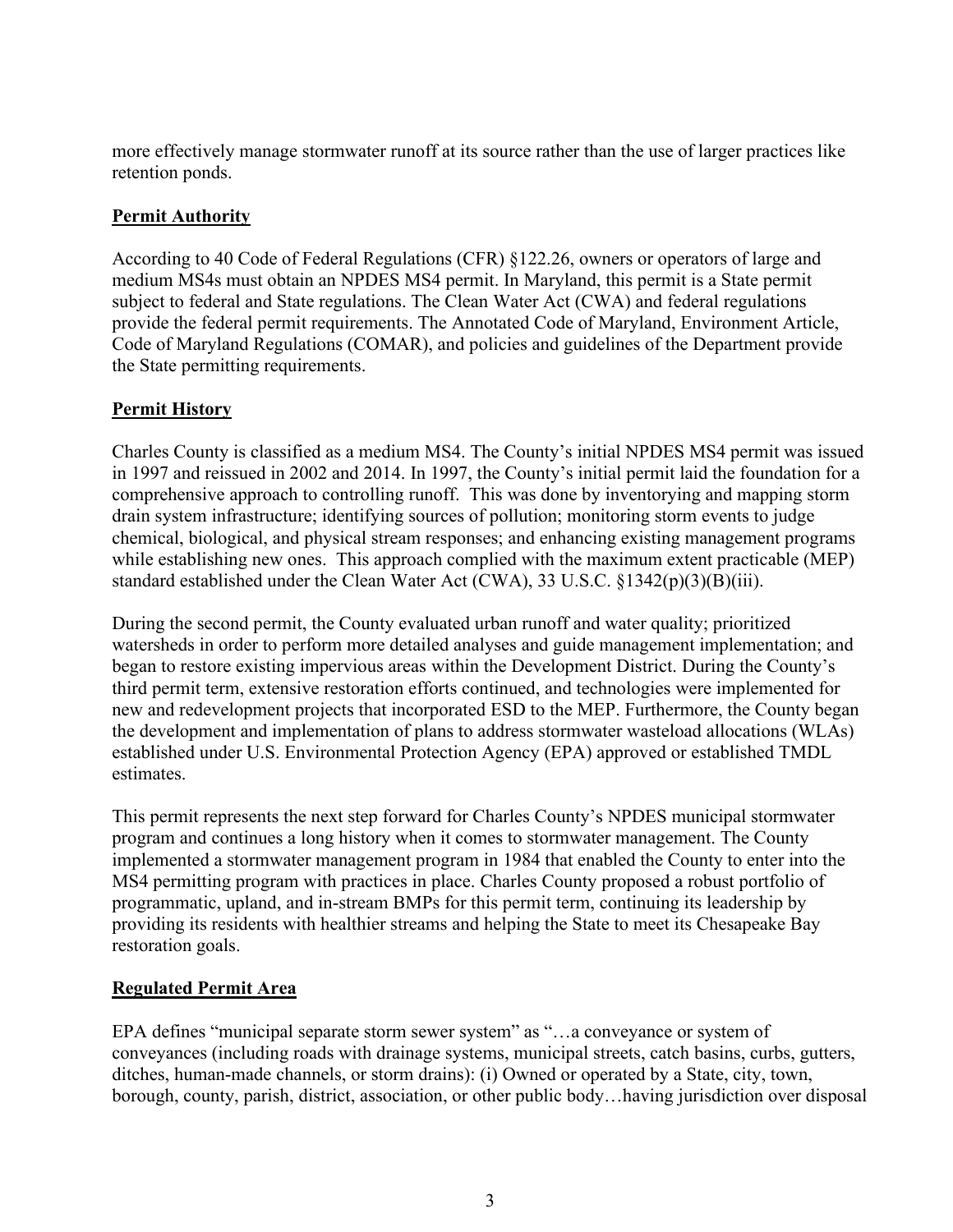more effectively manage stormwater runoff at its source rather than the use of larger practices like retention ponds.

## Permit Authority

According to 40 Code of Federal Regulations (CFR) §122.26, owners or operators of large and medium MS4s must obtain an NPDES MS4 permit. In Maryland, this permit is a State permit subject to federal and State regulations. The Clean Water Act (CWA) and federal regulations provide the federal permit requirements. The Annotated Code of Maryland, Environment Article, Code of Maryland Regulations (COMAR), and policies and guidelines of the Department provide the State permitting requirements.

## Permit History

Charles County is classified as a medium MS4. The County's initial NPDES MS4 permit was issued in 1997 and reissued in 2002 and 2014. In 1997, the County's initial permit laid the foundation for a comprehensive approach to controlling runoff. This was done by inventorying and mapping storm drain system infrastructure; identifying sources of pollution; monitoring storm events to judge chemical, biological, and physical stream responses; and enhancing existing management programs while establishing new ones. This approach complied with the maximum extent practicable (MEP) standard established under the Clean Water Act (CWA), 33 U.S.C. §1342(p)(3)(B)(iii).

During the second permit, the County evaluated urban runoff and water quality; prioritized watersheds in order to perform more detailed analyses and guide management implementation; and began to restore existing impervious areas within the Development District. During the County's third permit term, extensive restoration efforts continued, and technologies were implemented for new and redevelopment projects that incorporated ESD to the MEP. Furthermore, the County began the development and implementation of plans to address stormwater wasteload allocations (WLAs) established under U.S. Environmental Protection Agency (EPA) approved or established TMDL estimates.

This permit represents the next step forward for Charles County's NPDES municipal stormwater program and continues a long history when it comes to stormwater management. The County implemented a stormwater management program in 1984 that enabled the County to enter into the MS4 permitting program with practices in place. Charles County proposed a robust portfolio of programmatic, upland, and in-stream BMPs for this permit term, continuing its leadership by providing its residents with healthier streams and helping the State to meet its Chesapeake Bay restoration goals.

## Regulated Permit Area

EPA defines "municipal separate storm sewer system" as "…a conveyance or system of conveyances (including roads with drainage systems, municipal streets, catch basins, curbs, gutters, ditches, human-made channels, or storm drains): (i) Owned or operated by a State, city, town, borough, county, parish, district, association, or other public body…having jurisdiction over disposal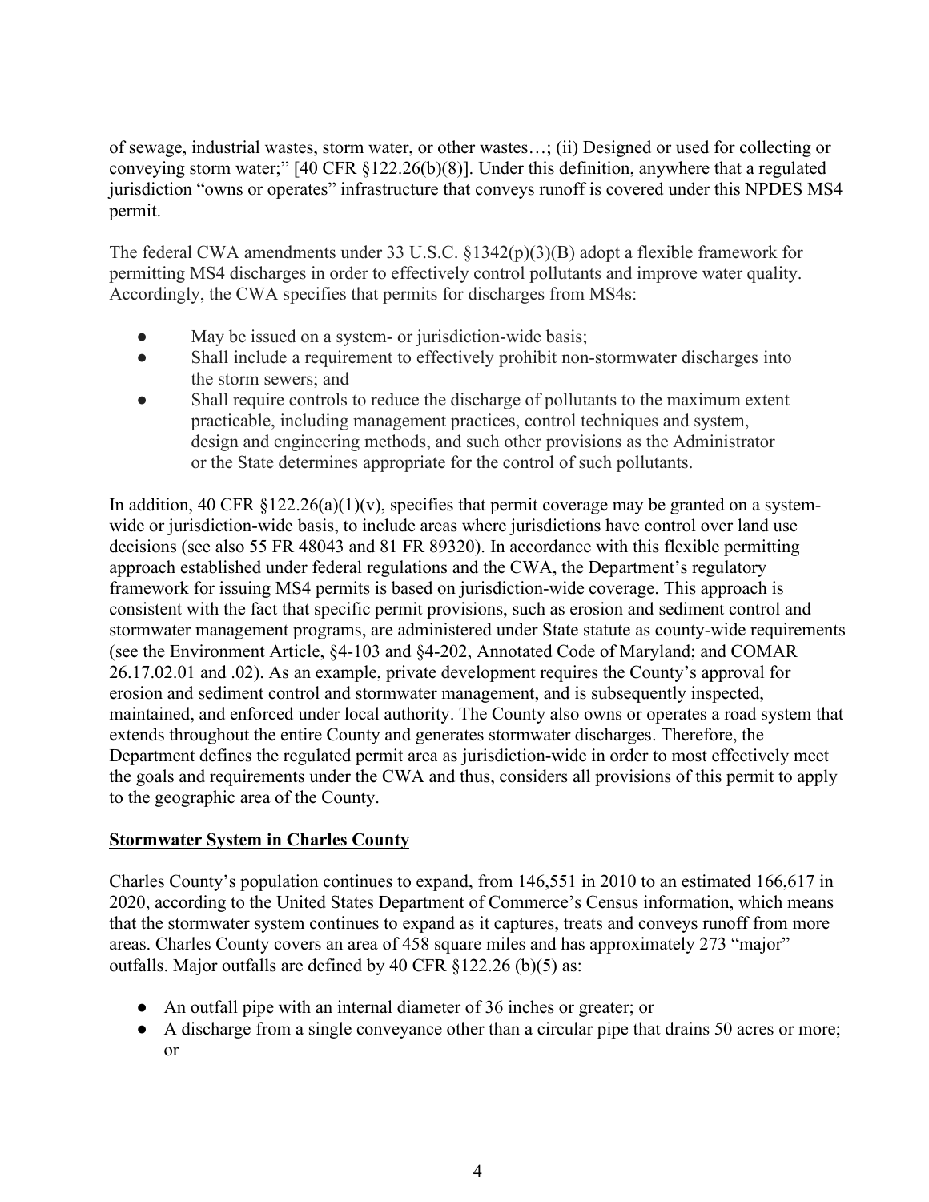of sewage, industrial wastes, storm water, or other wastes…; (ii) Designed or used for collecting or conveying storm water;" [40 CFR §122.26(b)(8)]. Under this definition, anywhere that a regulated jurisdiction "owns or operates" infrastructure that conveys runoff is covered under this NPDES MS4 permit.

The federal CWA amendments under 33 U.S.C. §1342(p)(3)(B) adopt a flexible framework for permitting MS4 discharges in order to effectively control pollutants and improve water quality. Accordingly, the CWA specifies that permits for discharges from MS4s:

- May be issued on a system- or jurisdiction-wide basis;
- Shall include a requirement to effectively prohibit non-stormwater discharges into the storm sewers; and
- Shall require controls to reduce the discharge of pollutants to the maximum extent practicable, including management practices, control techniques and system, design and engineering methods, and such other provisions as the Administrator or the State determines appropriate for the control of such pollutants.

In addition, 40 CFR §122.26(a)(1)(v), specifies that permit coverage may be granted on a system-wide or jurisdiction-wide basis, to include areas where jurisdictions have control over land use decisions (see also 55 FR 48043 and 81 FR 89320). In accordance with this flexible permitting approach established under federal regulations and the CWA, the Department's regulatory framework for issuing MS4 permits is based on jurisdiction-wide coverage. This approach is consistent with the fact that specific permit provisions, such as erosion and sediment control and stormwater management programs, are administered under State statute as county-wide requirements (see the Environment Article, §4-103 and §4-202, Annotated Code of Maryland; and COMAR 26.17.02.01 and .02). As an example, private development requires the County's approval for erosion and sediment control and stormwater management, and is subsequently inspected, maintained, and enforced under local authority. The County also owns or operates a road system that extends throughout the entire County and generates stormwater discharges. Therefore, the Department defines the regulated permit area as jurisdiction-wide in order to most effectively meet the goals and requirements under the CWA and thus, considers all provisions of this permit to apply to the geographic area of the County.

## Stormwater System in Charles County

Charles County's population continues to expand, from 146,551 in 2010 to an estimated 166,617 in 2020, according to the United States Department of Commerce's Census information, which means that the stormwater system continues to expand as it captures, treats and conveys runoff from more areas. Charles County covers an area of 458 square miles and has approximately 273 "major" outfalls. Major outfalls are defined by 40 CFR §122.26 (b)(5) as:

- An outfall pipe with an internal diameter of 36 inches or greater; or
- A discharge from a single conveyance other than a circular pipe that drains 50 acres or more; or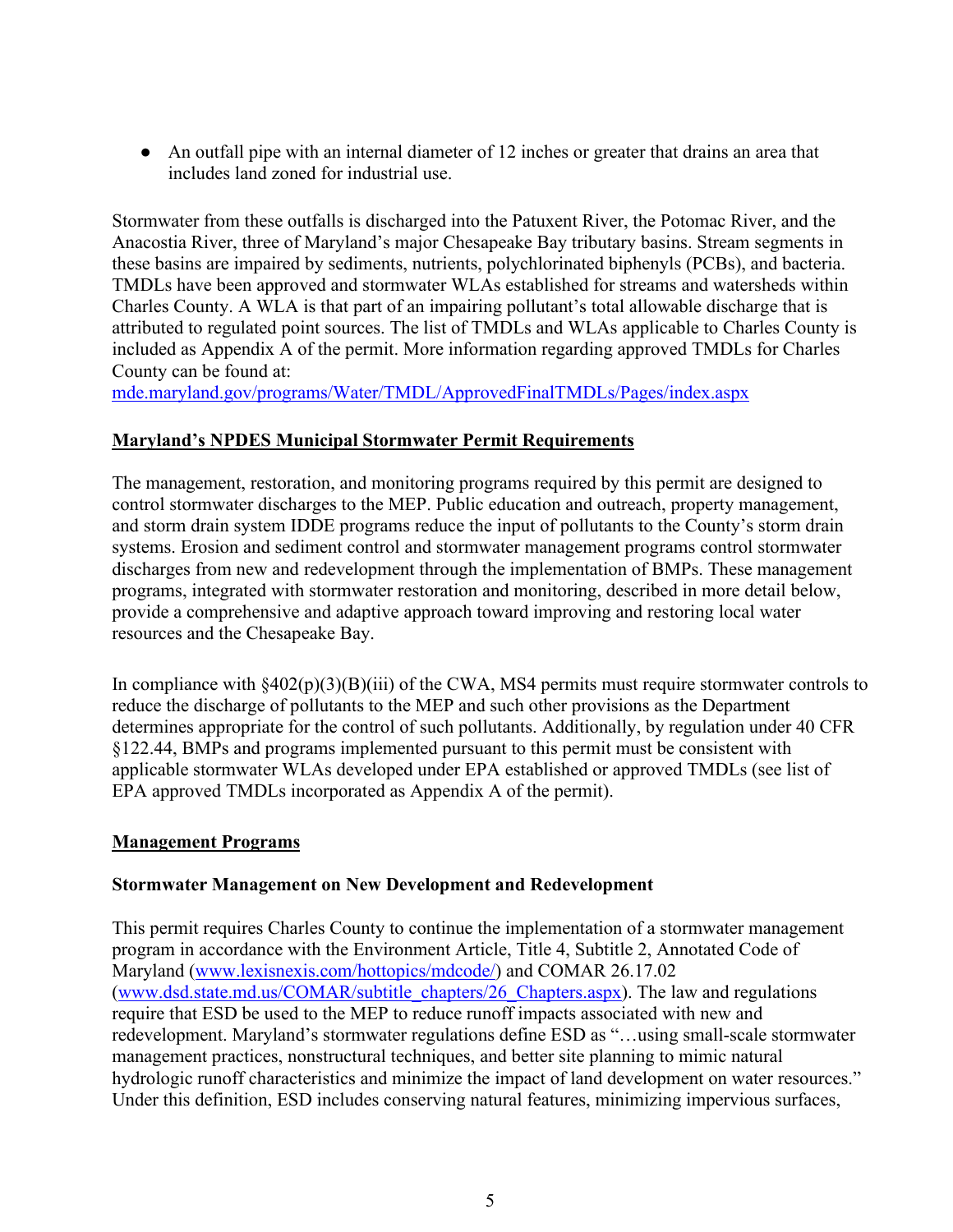- An outfall pipe with an internal diameter of 12 inches or greater that drains an area that includes land zoned for industrial use.

Stormwater from these outfalls is discharged into the Patuxent River, the Potomac River, and the Anacostia River, three of Maryland's major Chesapeake Bay tributary basins. Stream segments in these basins are impaired by sediments, nutrients, polychlorinated biphenyls (PCBs), and bacteria. TMDLs have been approved and stormwater WLAs established for streams and watersheds within Charles County. A WLA is that part of an impairing pollutant's total allowable discharge that is attributed to regulated point sources. The list of TMDLs and WLAs applicable to Charles County is included as Appendix A of the permit. More information regarding approved TMDLs for Charles County can be found at:
mde.maryland.gov/programs/Water/TMDL/ApprovedFinalTMDLs/Pages/index.aspx

## Maryland's NPDES Municipal Stormwater Permit Requirements

The management, restoration, and monitoring programs required by this permit are designed to control stormwater discharges to the MEP. Public education and outreach, property management, and storm drain system IDDE programs reduce the input of pollutants to the County's storm drain systems. Erosion and sediment control and stormwater management programs control stormwater discharges from new and redevelopment through the implementation of BMPs. These management programs, integrated with stormwater restoration and monitoring, described in more detail below, provide a comprehensive and adaptive approach toward improving and restoring local water resources and the Chesapeake Bay.

In compliance with §402(p)(3)(B)(iii) of the CWA, MS4 permits must require stormwater controls to reduce the discharge of pollutants to the MEP and such other provisions as the Department determines appropriate for the control of such pollutants. Additionally, by regulation under 40 CFR §122.44, BMPs and programs implemented pursuant to this permit must be consistent with applicable stormwater WLAs developed under EPA established or approved TMDLs (see list of EPA approved TMDLs incorporated as Appendix A of the permit).

## Management Programs

### Stormwater Management on New Development and Redevelopment

This permit requires Charles County to continue the implementation of a stormwater management program in accordance with the Environment Article, Title 4, Subtitle 2, Annotated Code of Maryland (www.lexisnexis.com/hottopics/mdcode/) and COMAR 26.17.02 (www.dsd.state.md.us/COMAR/subtitle_chapters/26_Chapters.aspx). The law and regulations require that ESD be used to the MEP to reduce runoff impacts associated with new and redevelopment. Maryland's stormwater regulations define ESD as "…using small-scale stormwater management practices, nonstructural techniques, and better site planning to mimic natural hydrologic runoff characteristics and minimize the impact of land development on water resources." Under this definition, ESD includes conserving natural features, minimizing impervious surfaces,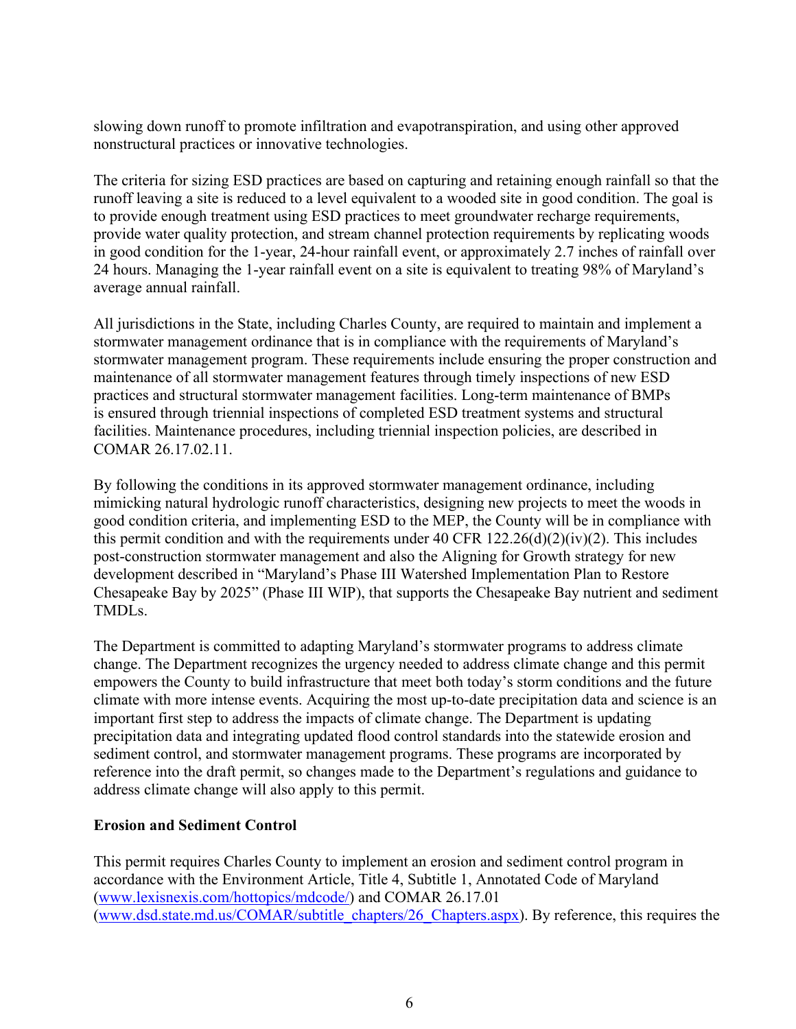slowing down runoff to promote infiltration and evapotranspiration, and using other approved nonstructural practices or innovative technologies.

The criteria for sizing ESD practices are based on capturing and retaining enough rainfall so that the runoff leaving a site is reduced to a level equivalent to a wooded site in good condition. The goal is to provide enough treatment using ESD practices to meet groundwater recharge requirements, provide water quality protection, and stream channel protection requirements by replicating woods in good condition for the 1-year, 24-hour rainfall event, or approximately 2.7 inches of rainfall over 24 hours. Managing the 1-year rainfall event on a site is equivalent to treating 98% of Maryland's average annual rainfall.

All jurisdictions in the State, including Charles County, are required to maintain and implement a stormwater management ordinance that is in compliance with the requirements of Maryland's stormwater management program. These requirements include ensuring the proper construction and maintenance of all stormwater management features through timely inspections of new ESD practices and structural stormwater management facilities. Long-term maintenance of BMPs is ensured through triennial inspections of completed ESD treatment systems and structural facilities. Maintenance procedures, including triennial inspection policies, are described in COMAR 26.17.02.11.

By following the conditions in its approved stormwater management ordinance, including mimicking natural hydrologic runoff characteristics, designing new projects to meet the woods in good condition criteria, and implementing ESD to the MEP, the County will be in compliance with this permit condition and with the requirements under 40 CFR 122.26(d)(2)(iv)(2). This includes post-construction stormwater management and also the Aligning for Growth strategy for new development described in "Maryland's Phase III Watershed Implementation Plan to Restore Chesapeake Bay by 2025" (Phase III WIP), that supports the Chesapeake Bay nutrient and sediment TMDLs.

The Department is committed to adapting Maryland's stormwater programs to address climate change. The Department recognizes the urgency needed to address climate change and this permit empowers the County to build infrastructure that meet both today's storm conditions and the future climate with more intense events. Acquiring the most up-to-date precipitation data and science is an important first step to address the impacts of climate change. The Department is updating precipitation data and integrating updated flood control standards into the statewide erosion and sediment control, and stormwater management programs. These programs are incorporated by reference into the draft permit, so changes made to the Department's regulations and guidance to address climate change will also apply to this permit.

**Erosion and Sediment Control**

This permit requires Charles County to implement an erosion and sediment control program in accordance with the Environment Article, Title 4, Subtitle 1, Annotated Code of Maryland (www.lexisnexis.com/hottopics/mdcode/) and COMAR 26.17.01 (www.dsd.state.md.us/COMAR/subtitle_chapters/26_Chapters.aspx). By reference, this requires the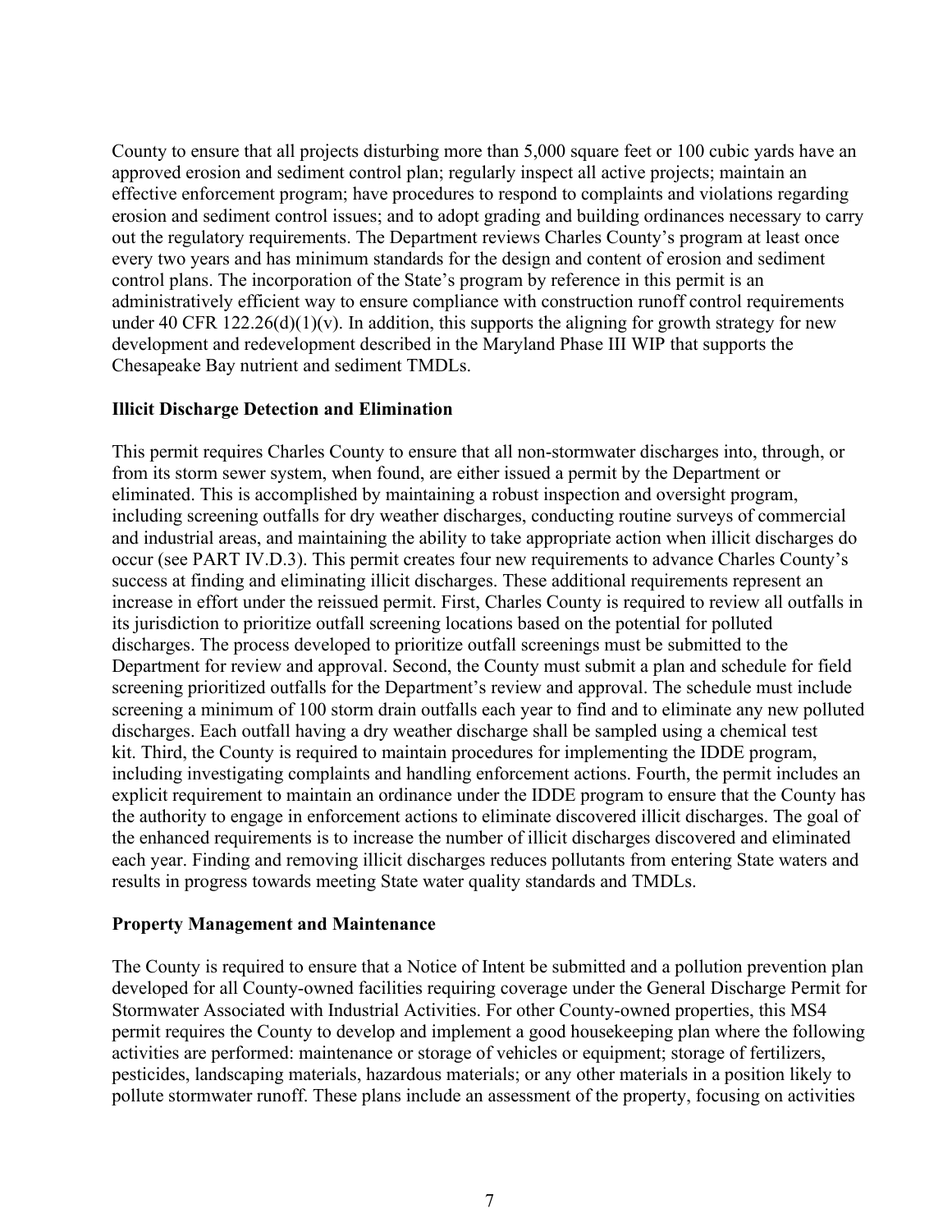County to ensure that all projects disturbing more than 5,000 square feet or 100 cubic yards have an approved erosion and sediment control plan; regularly inspect all active projects; maintain an effective enforcement program; have procedures to respond to complaints and violations regarding erosion and sediment control issues; and to adopt grading and building ordinances necessary to carry out the regulatory requirements. The Department reviews Charles County's program at least once every two years and has minimum standards for the design and content of erosion and sediment control plans. The incorporation of the State's program by reference in this permit is an administratively efficient way to ensure compliance with construction runoff control requirements under 40 CFR 122.26(d)(1)(v). In addition, this supports the aligning for growth strategy for new development and redevelopment described in the Maryland Phase III WIP that supports the Chesapeake Bay nutrient and sediment TMDLs.

**Illicit Discharge Detection and Elimination**

This permit requires Charles County to ensure that all non-stormwater discharges into, through, or from its storm sewer system, when found, are either issued a permit by the Department or eliminated. This is accomplished by maintaining a robust inspection and oversight program, including screening outfalls for dry weather discharges, conducting routine surveys of commercial and industrial areas, and maintaining the ability to take appropriate action when illicit discharges do occur (see PART IV.D.3). This permit creates four new requirements to advance Charles County's success at finding and eliminating illicit discharges. These additional requirements represent an increase in effort under the reissued permit. First, Charles County is required to review all outfalls in its jurisdiction to prioritize outfall screening locations based on the potential for polluted discharges. The process developed to prioritize outfall screenings must be submitted to the Department for review and approval. Second, the County must submit a plan and schedule for field screening prioritized outfalls for the Department's review and approval. The schedule must include screening a minimum of 100 storm drain outfalls each year to find and to eliminate any new polluted discharges. Each outfall having a dry weather discharge shall be sampled using a chemical test kit. Third, the County is required to maintain procedures for implementing the IDDE program, including investigating complaints and handling enforcement actions. Fourth, the permit includes an explicit requirement to maintain an ordinance under the IDDE program to ensure that the County has the authority to engage in enforcement actions to eliminate discovered illicit discharges. The goal of the enhanced requirements is to increase the number of illicit discharges discovered and eliminated each year. Finding and removing illicit discharges reduces pollutants from entering State waters and results in progress towards meeting State water quality standards and TMDLs.

**Property Management and Maintenance**

The County is required to ensure that a Notice of Intent be submitted and a pollution prevention plan developed for all County-owned facilities requiring coverage under the General Discharge Permit for Stormwater Associated with Industrial Activities. For other County-owned properties, this MS4 permit requires the County to develop and implement a good housekeeping plan where the following activities are performed: maintenance or storage of vehicles or equipment; storage of fertilizers, pesticides, landscaping materials, hazardous materials; or any other materials in a position likely to pollute stormwater runoff. These plans include an assessment of the property, focusing on activities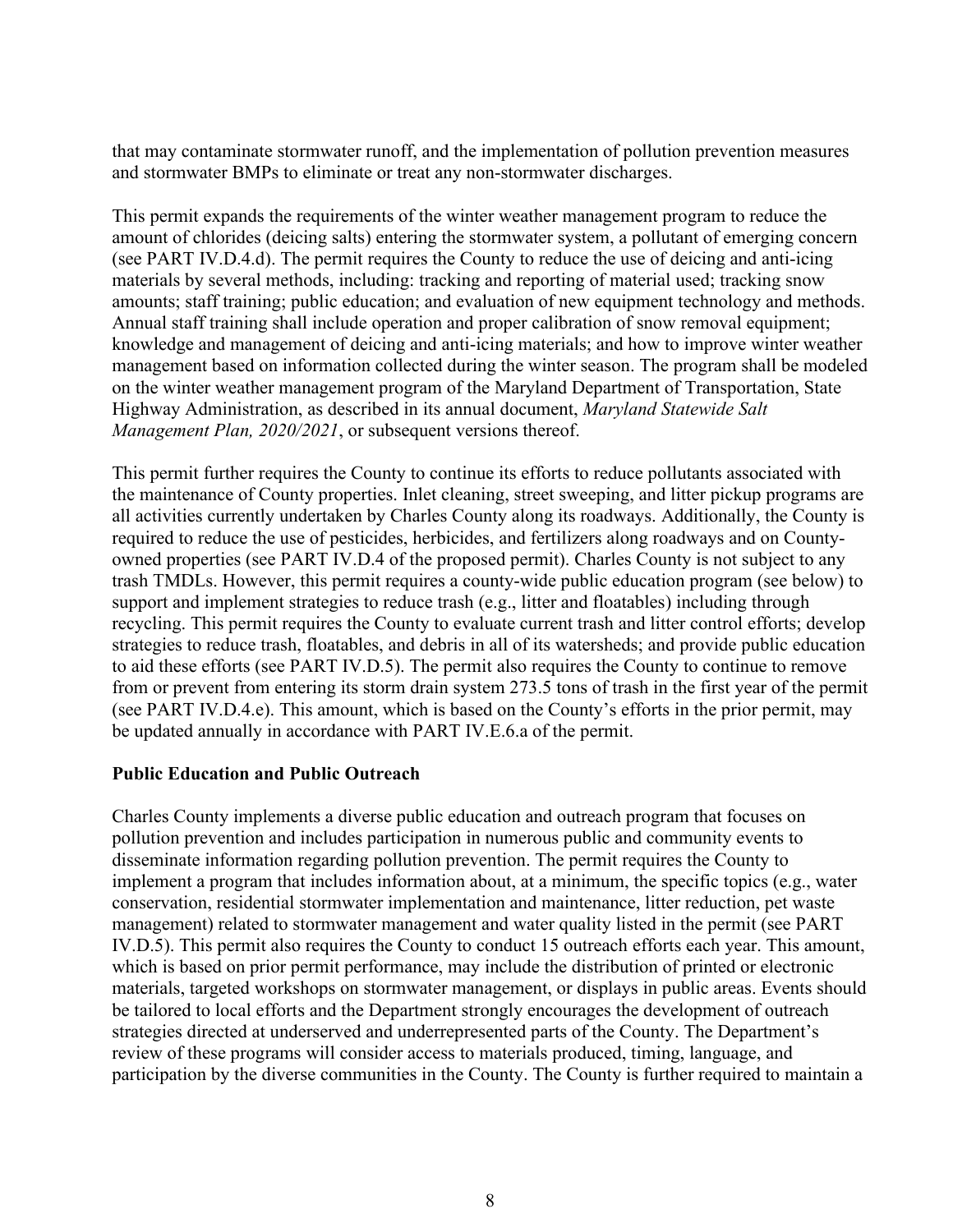that may contaminate stormwater runoff, and the implementation of pollution prevention measures and stormwater BMPs to eliminate or treat any non-stormwater discharges.

This permit expands the requirements of the winter weather management program to reduce the amount of chlorides (deicing salts) entering the stormwater system, a pollutant of emerging concern (see PART IV.D.4.d). The permit requires the County to reduce the use of deicing and anti-icing materials by several methods, including: tracking and reporting of material used; tracking snow amounts; staff training; public education; and evaluation of new equipment technology and methods. Annual staff training shall include operation and proper calibration of snow removal equipment; knowledge and management of deicing and anti-icing materials; and how to improve winter weather management based on information collected during the winter season. The program shall be modeled on the winter weather management program of the Maryland Department of Transportation, State Highway Administration, as described in its annual document, *Maryland Statewide Salt Management Plan, 2020/2021*, or subsequent versions thereof.

This permit further requires the County to continue its efforts to reduce pollutants associated with the maintenance of County properties. Inlet cleaning, street sweeping, and litter pickup programs are all activities currently undertaken by Charles County along its roadways. Additionally, the County is required to reduce the use of pesticides, herbicides, and fertilizers along roadways and on County-owned properties (see PART IV.D.4 of the proposed permit). Charles County is not subject to any trash TMDLs. However, this permit requires a county-wide public education program (see below) to support and implement strategies to reduce trash (e.g., litter and floatables) including through recycling. This permit requires the County to evaluate current trash and litter control efforts; develop strategies to reduce trash, floatables, and debris in all of its watersheds; and provide public education to aid these efforts (see PART IV.D.5). The permit also requires the County to continue to remove from or prevent from entering its storm drain system 273.5 tons of trash in the first year of the permit (see PART IV.D.4.e). This amount, which is based on the County's efforts in the prior permit, may be updated annually in accordance with PART IV.E.6.a of the permit.

**Public Education and Public Outreach**

Charles County implements a diverse public education and outreach program that focuses on pollution prevention and includes participation in numerous public and community events to disseminate information regarding pollution prevention. The permit requires the County to implement a program that includes information about, at a minimum, the specific topics (e.g., water conservation, residential stormwater implementation and maintenance, litter reduction, pet waste management) related to stormwater management and water quality listed in the permit (see PART IV.D.5). This permit also requires the County to conduct 15 outreach efforts each year. This amount, which is based on prior permit performance, may include the distribution of printed or electronic materials, targeted workshops on stormwater management, or displays in public areas. Events should be tailored to local efforts and the Department strongly encourages the development of outreach strategies directed at underserved and underrepresented parts of the County. The Department's review of these programs will consider access to materials produced, timing, language, and participation by the diverse communities in the County. The County is further required to maintain a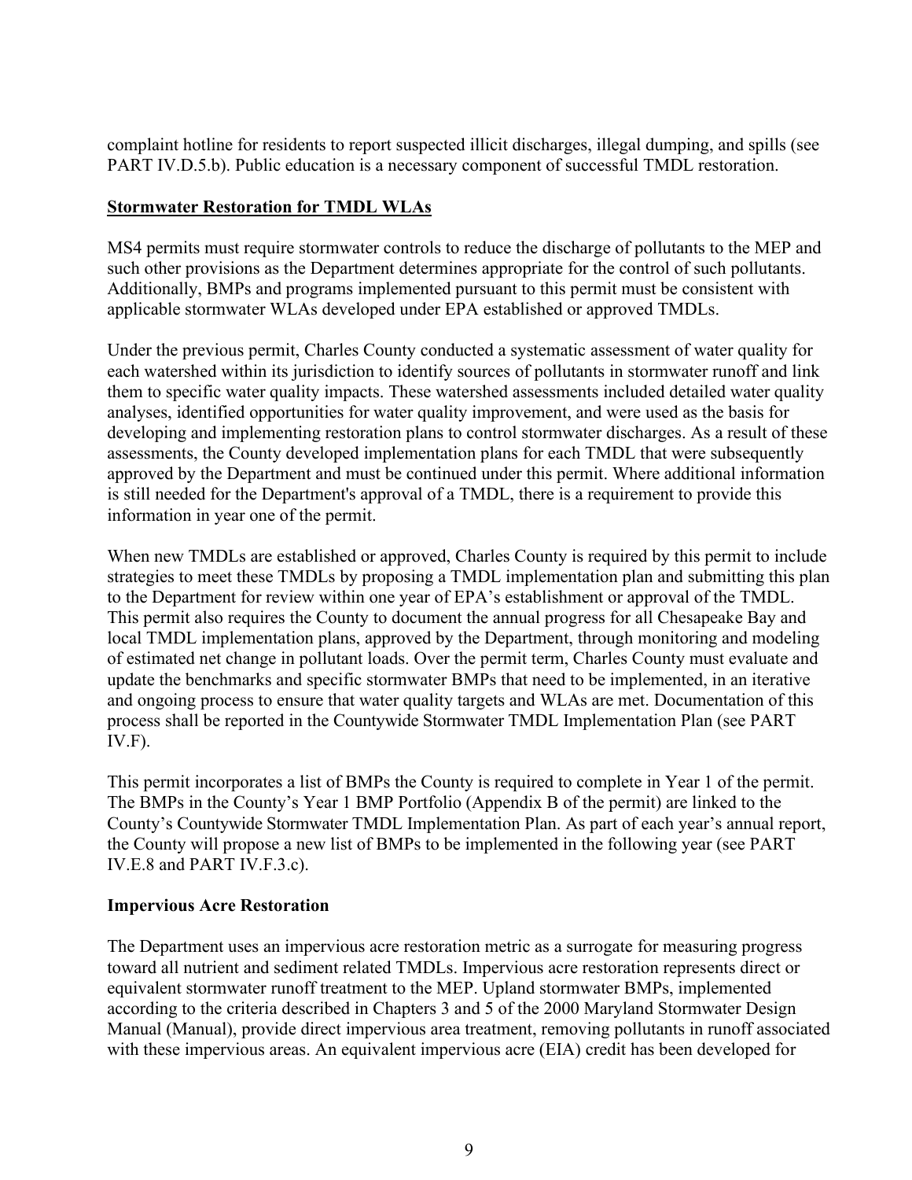complaint hotline for residents to report suspected illicit discharges, illegal dumping, and spills (see PART IV.D.5.b). Public education is a necessary component of successful TMDL restoration.

## **Stormwater Restoration for TMDL WLAs**

MS4 permits must require stormwater controls to reduce the discharge of pollutants to the MEP and such other provisions as the Department determines appropriate for the control of such pollutants. Additionally, BMPs and programs implemented pursuant to this permit must be consistent with applicable stormwater WLAs developed under EPA established or approved TMDLs.

Under the previous permit, Charles County conducted a systematic assessment of water quality for each watershed within its jurisdiction to identify sources of pollutants in stormwater runoff and link them to specific water quality impacts. These watershed assessments included detailed water quality analyses, identified opportunities for water quality improvement, and were used as the basis for developing and implementing restoration plans to control stormwater discharges. As a result of these assessments, the County developed implementation plans for each TMDL that were subsequently approved by the Department and must be continued under this permit. Where additional information is still needed for the Department's approval of a TMDL, there is a requirement to provide this information in year one of the permit.

When new TMDLs are established or approved, Charles County is required by this permit to include strategies to meet these TMDLs by proposing a TMDL implementation plan and submitting this plan to the Department for review within one year of EPA's establishment or approval of the TMDL. This permit also requires the County to document the annual progress for all Chesapeake Bay and local TMDL implementation plans, approved by the Department, through monitoring and modeling of estimated net change in pollutant loads. Over the permit term, Charles County must evaluate and update the benchmarks and specific stormwater BMPs that need to be implemented, in an iterative and ongoing process to ensure that water quality targets and WLAs are met. Documentation of this process shall be reported in the Countywide Stormwater TMDL Implementation Plan (see PART IV.F).

This permit incorporates a list of BMPs the County is required to complete in Year 1 of the permit. The BMPs in the County's Year 1 BMP Portfolio (Appendix B of the permit) are linked to the County's Countywide Stormwater TMDL Implementation Plan. As part of each year's annual report, the County will propose a new list of BMPs to be implemented in the following year (see PART IV.E.8 and PART IV.F.3.c).

### **Impervious Acre Restoration**

The Department uses an impervious acre restoration metric as a surrogate for measuring progress toward all nutrient and sediment related TMDLs. Impervious acre restoration represents direct or equivalent stormwater runoff treatment to the MEP. Upland stormwater BMPs, implemented according to the criteria described in Chapters 3 and 5 of the 2000 Maryland Stormwater Design Manual (Manual), provide direct impervious area treatment, removing pollutants in runoff associated with these impervious areas. An equivalent impervious acre (EIA) credit has been developed for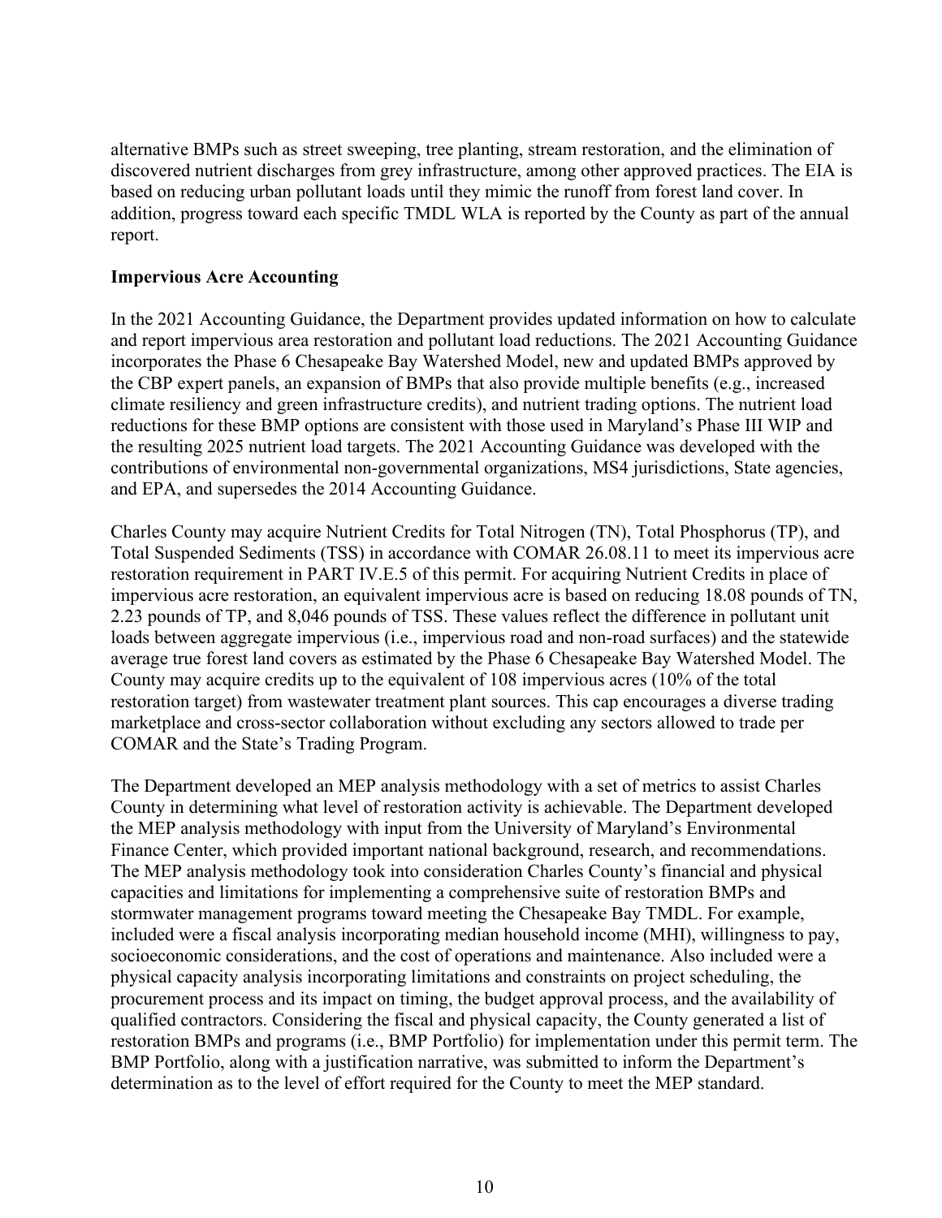alternative BMPs such as street sweeping, tree planting, stream restoration, and the elimination of discovered nutrient discharges from grey infrastructure, among other approved practices. The EIA is based on reducing urban pollutant loads until they mimic the runoff from forest land cover. In addition, progress toward each specific TMDL WLA is reported by the County as part of the annual report.

**Impervious Acre Accounting**

In the 2021 Accounting Guidance, the Department provides updated information on how to calculate and report impervious area restoration and pollutant load reductions. The 2021 Accounting Guidance incorporates the Phase 6 Chesapeake Bay Watershed Model, new and updated BMPs approved by the CBP expert panels, an expansion of BMPs that also provide multiple benefits (e.g., increased climate resiliency and green infrastructure credits), and nutrient trading options. The nutrient load reductions for these BMP options are consistent with those used in Maryland's Phase III WIP and the resulting 2025 nutrient load targets. The 2021 Accounting Guidance was developed with the contributions of environmental non-governmental organizations, MS4 jurisdictions, State agencies, and EPA, and supersedes the 2014 Accounting Guidance.

Charles County may acquire Nutrient Credits for Total Nitrogen (TN), Total Phosphorus (TP), and Total Suspended Sediments (TSS) in accordance with COMAR 26.08.11 to meet its impervious acre restoration requirement in PART IV.E.5 of this permit. For acquiring Nutrient Credits in place of impervious acre restoration, an equivalent impervious acre is based on reducing 18.08 pounds of TN, 2.23 pounds of TP, and 8,046 pounds of TSS. These values reflect the difference in pollutant unit loads between aggregate impervious (i.e., impervious road and non-road surfaces) and the statewide average true forest land covers as estimated by the Phase 6 Chesapeake Bay Watershed Model. The County may acquire credits up to the equivalent of 108 impervious acres (10% of the total restoration target) from wastewater treatment plant sources. This cap encourages a diverse trading marketplace and cross-sector collaboration without excluding any sectors allowed to trade per COMAR and the State's Trading Program.

The Department developed an MEP analysis methodology with a set of metrics to assist Charles County in determining what level of restoration activity is achievable. The Department developed the MEP analysis methodology with input from the University of Maryland's Environmental Finance Center, which provided important national background, research, and recommendations. The MEP analysis methodology took into consideration Charles County's financial and physical capacities and limitations for implementing a comprehensive suite of restoration BMPs and stormwater management programs toward meeting the Chesapeake Bay TMDL. For example, included were a fiscal analysis incorporating median household income (MHI), willingness to pay, socioeconomic considerations, and the cost of operations and maintenance. Also included were a physical capacity analysis incorporating limitations and constraints on project scheduling, the procurement process and its impact on timing, the budget approval process, and the availability of qualified contractors. Considering the fiscal and physical capacity, the County generated a list of restoration BMPs and programs (i.e., BMP Portfolio) for implementation under this permit term. The BMP Portfolio, along with a justification narrative, was submitted to inform the Department's determination as to the level of effort required for the County to meet the MEP standard.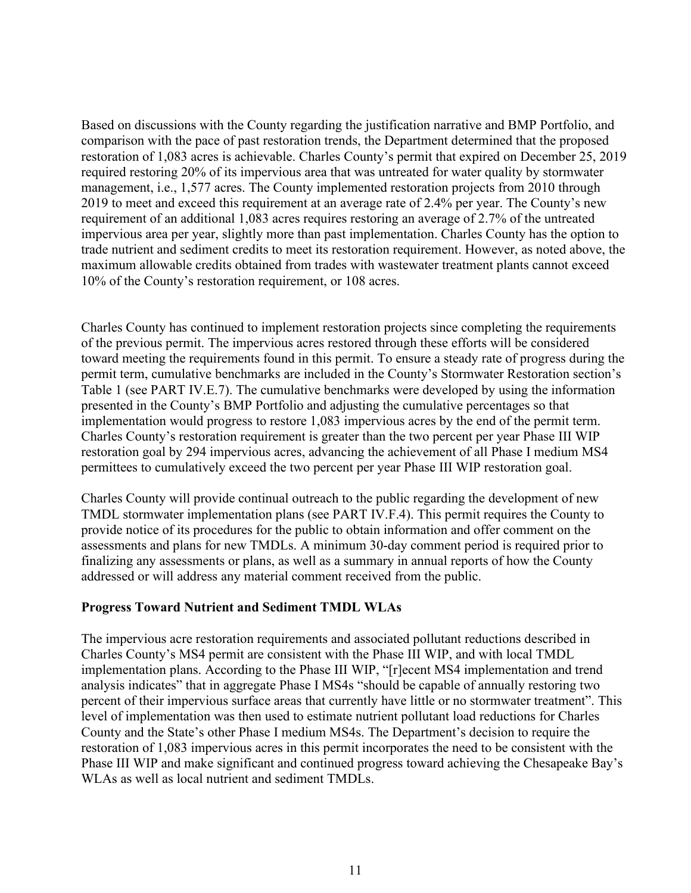Based on discussions with the County regarding the justification narrative and BMP Portfolio, and comparison with the pace of past restoration trends, the Department determined that the proposed restoration of 1,083 acres is achievable. Charles County's permit that expired on December 25, 2019 required restoring 20% of its impervious area that was untreated for water quality by stormwater management, i.e., 1,577 acres. The County implemented restoration projects from 2010 through 2019 to meet and exceed this requirement at an average rate of 2.4% per year. The County's new requirement of an additional 1,083 acres requires restoring an average of 2.7% of the untreated impervious area per year, slightly more than past implementation. Charles County has the option to trade nutrient and sediment credits to meet its restoration requirement. However, as noted above, the maximum allowable credits obtained from trades with wastewater treatment plants cannot exceed 10% of the County's restoration requirement, or 108 acres.

Charles County has continued to implement restoration projects since completing the requirements of the previous permit. The impervious acres restored through these efforts will be considered toward meeting the requirements found in this permit. To ensure a steady rate of progress during the permit term, cumulative benchmarks are included in the County's Stormwater Restoration section's Table 1 (see PART IV.E.7). The cumulative benchmarks were developed by using the information presented in the County's BMP Portfolio and adjusting the cumulative percentages so that implementation would progress to restore 1,083 impervious acres by the end of the permit term. Charles County's restoration requirement is greater than the two percent per year Phase III WIP restoration goal by 294 impervious acres, advancing the achievement of all Phase I medium MS4 permittees to cumulatively exceed the two percent per year Phase III WIP restoration goal.

Charles County will provide continual outreach to the public regarding the development of new TMDL stormwater implementation plans (see PART IV.F.4). This permit requires the County to provide notice of its procedures for the public to obtain information and offer comment on the assessments and plans for new TMDLs. A minimum 30-day comment period is required prior to finalizing any assessments or plans, as well as a summary in annual reports of how the County addressed or will address any material comment received from the public.

**Progress Toward Nutrient and Sediment TMDL WLAs**

The impervious acre restoration requirements and associated pollutant reductions described in Charles County's MS4 permit are consistent with the Phase III WIP, and with local TMDL implementation plans. According to the Phase III WIP, "[r]ecent MS4 implementation and trend analysis indicates" that in aggregate Phase I MS4s "should be capable of annually restoring two percent of their impervious surface areas that currently have little or no stormwater treatment". This level of implementation was then used to estimate nutrient pollutant load reductions for Charles County and the State's other Phase I medium MS4s. The Department's decision to require the restoration of 1,083 impervious acres in this permit incorporates the need to be consistent with the Phase III WIP and make significant and continued progress toward achieving the Chesapeake Bay's WLAs as well as local nutrient and sediment TMDLs.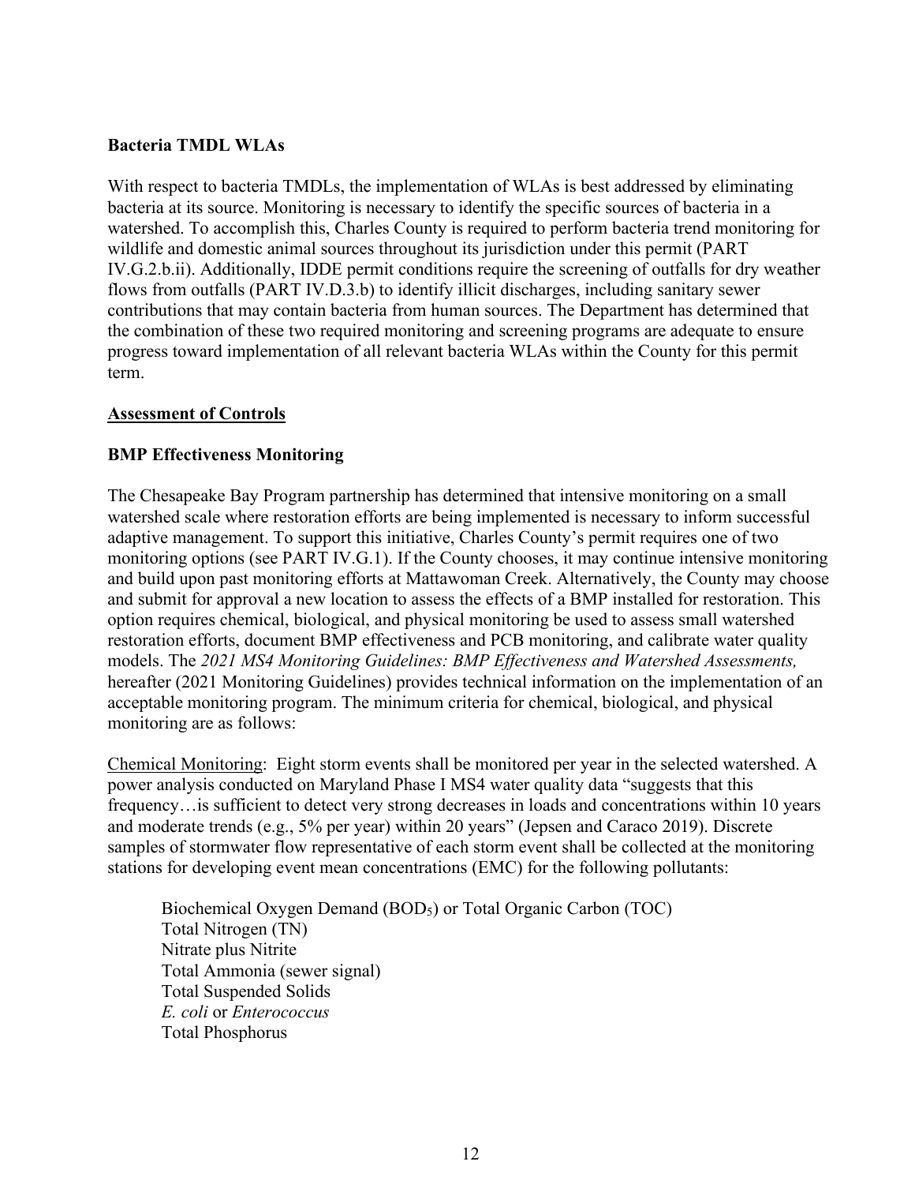**Bacteria TMDL WLAs**

With respect to bacteria TMDLs, the implementation of WLAs is best addressed by eliminating bacteria at its source. Monitoring is necessary to identify the specific sources of bacteria in a watershed. To accomplish this, Charles County is required to perform bacteria trend monitoring for wildlife and domestic animal sources throughout its jurisdiction under this permit (PART IV.G.2.b.ii). Additionally, IDDE permit conditions require the screening of outfalls for dry weather flows from outfalls (PART IV.D.3.b) to identify illicit discharges, including sanitary sewer contributions that may contain bacteria from human sources. The Department has determined that the combination of these two required monitoring and screening programs are adequate to ensure progress toward implementation of all relevant bacteria WLAs within the County for this permit term.

**Assessment of Controls**

**BMP Effectiveness Monitoring**

The Chesapeake Bay Program partnership has determined that intensive monitoring on a small watershed scale where restoration efforts are being implemented is necessary to inform successful adaptive management. To support this initiative, Charles County's permit requires one of two monitoring options (see PART IV.G.1). If the County chooses, it may continue intensive monitoring and build upon past monitoring efforts at Mattawoman Creek. Alternatively, the County may choose and submit for approval a new location to assess the effects of a BMP installed for restoration. This option requires chemical, biological, and physical monitoring be used to assess small watershed restoration efforts, document BMP effectiveness and PCB monitoring, and calibrate water quality models. The *2021 MS4 Monitoring Guidelines: BMP Effectiveness and Watershed Assessments,* hereafter (2021 Monitoring Guidelines) provides technical information on the implementation of an acceptable monitoring program. The minimum criteria for chemical, biological, and physical monitoring are as follows:

Chemical Monitoring: Eight storm events shall be monitored per year in the selected watershed. A power analysis conducted on Maryland Phase I MS4 water quality data "suggests that this frequency…is sufficient to detect very strong decreases in loads and concentrations within 10 years and moderate trends (e.g., 5% per year) within 20 years" (Jepsen and Caraco 2019). Discrete samples of stormwater flow representative of each storm event shall be collected at the monitoring stations for developing event mean concentrations (EMC) for the following pollutants:

Biochemical Oxygen Demand ($BOD_5$) or Total Organic Carbon (TOC)
Total Nitrogen (TN)
Nitrate plus Nitrite
Total Ammonia (sewer signal)
Total Suspended Solids
*E. coli* or *Enterococcus*
Total Phosphorus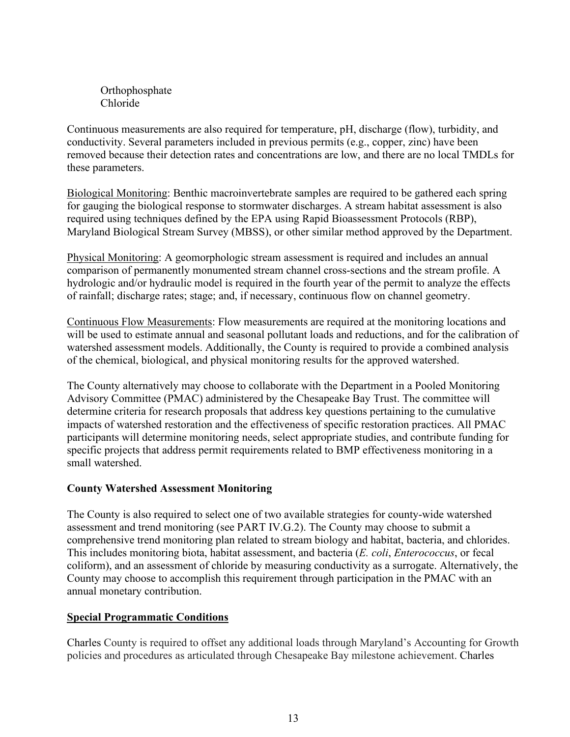Orthophosphate
Chloride

Continuous measurements are also required for temperature, pH, discharge (flow), turbidity, and conductivity. Several parameters included in previous permits (e.g., copper, zinc) have been removed because their detection rates and concentrations are low, and there are no local TMDLs for these parameters.

Biological Monitoring: Benthic macroinvertebrate samples are required to be gathered each spring for gauging the biological response to stormwater discharges. A stream habitat assessment is also required using techniques defined by the EPA using Rapid Bioassessment Protocols (RBP), Maryland Biological Stream Survey (MBSS), or other similar method approved by the Department.

Physical Monitoring: A geomorphologic stream assessment is required and includes an annual comparison of permanently monumented stream channel cross-sections and the stream profile. A hydrologic and/or hydraulic model is required in the fourth year of the permit to analyze the effects of rainfall; discharge rates; stage; and, if necessary, continuous flow on channel geometry.

Continuous Flow Measurements: Flow measurements are required at the monitoring locations and will be used to estimate annual and seasonal pollutant loads and reductions, and for the calibration of watershed assessment models. Additionally, the County is required to provide a combined analysis of the chemical, biological, and physical monitoring results for the approved watershed.

The County alternatively may choose to collaborate with the Department in a Pooled Monitoring Advisory Committee (PMAC) administered by the Chesapeake Bay Trust. The committee will determine criteria for research proposals that address key questions pertaining to the cumulative impacts of watershed restoration and the effectiveness of specific restoration practices. All PMAC participants will determine monitoring needs, select appropriate studies, and contribute funding for specific projects that address permit requirements related to BMP effectiveness monitoring in a small watershed.

**County Watershed Assessment Monitoring**

The County is also required to select one of two available strategies for county-wide watershed assessment and trend monitoring (see PART IV.G.2). The County may choose to submit a comprehensive trend monitoring plan related to stream biology and habitat, bacteria, and chlorides. This includes monitoring biota, habitat assessment, and bacteria (*E. coli*, *Enterococcus*, or fecal coliform), and an assessment of chloride by measuring conductivity as a surrogate. Alternatively, the County may choose to accomplish this requirement through participation in the PMAC with an annual monetary contribution.

**Special Programmatic Conditions**

Charles County is required to offset any additional loads through Maryland's Accounting for Growth policies and procedures as articulated through Chesapeake Bay milestone achievement. Charles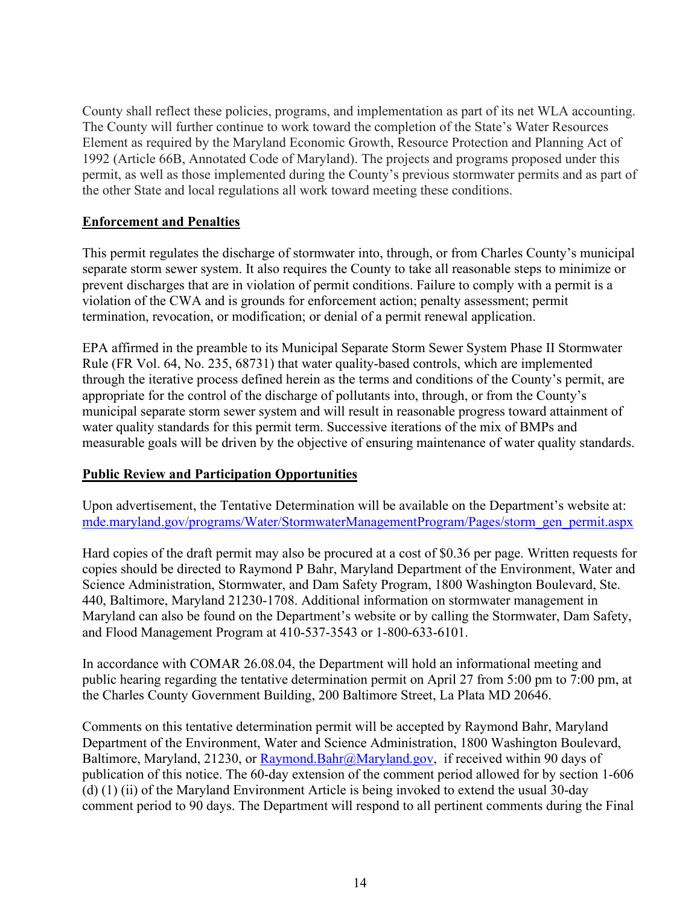County shall reflect these policies, programs, and implementation as part of its net WLA accounting. The County will further continue to work toward the completion of the State's Water Resources Element as required by the Maryland Economic Growth, Resource Protection and Planning Act of 1992 (Article 66B, Annotated Code of Maryland). The projects and programs proposed under this permit, as well as those implemented during the County's previous stormwater permits and as part of the other State and local regulations all work toward meeting these conditions.

## Enforcement and Penalties

This permit regulates the discharge of stormwater into, through, or from Charles County's municipal separate storm sewer system. It also requires the County to take all reasonable steps to minimize or prevent discharges that are in violation of permit conditions. Failure to comply with a permit is a violation of the CWA and is grounds for enforcement action; penalty assessment; permit termination, revocation, or modification; or denial of a permit renewal application.

EPA affirmed in the preamble to its Municipal Separate Storm Sewer System Phase II Stormwater Rule (FR Vol. 64, No. 235, 68731) that water quality-based controls, which are implemented through the iterative process defined herein as the terms and conditions of the County's permit, are appropriate for the control of the discharge of pollutants into, through, or from the County's municipal separate storm sewer system and will result in reasonable progress toward attainment of water quality standards for this permit term. Successive iterations of the mix of BMPs and measurable goals will be driven by the objective of ensuring maintenance of water quality standards.

## Public Review and Participation Opportunities

Upon advertisement, the Tentative Determination will be available on the Department's website at: mde.maryland.gov/programs/Water/StormwaterManagementProgram/Pages/storm_gen_permit.aspx

Hard copies of the draft permit may also be procured at a cost of $0.36 per page. Written requests for copies should be directed to Raymond P Bahr, Maryland Department of the Environment, Water and Science Administration, Stormwater, and Dam Safety Program, 1800 Washington Boulevard, Ste. 440, Baltimore, Maryland 21230-1708. Additional information on stormwater management in Maryland can also be found on the Department's website or by calling the Stormwater, Dam Safety, and Flood Management Program at 410-537-3543 or 1-800-633-6101.

In accordance with COMAR 26.08.04, the Department will hold an informational meeting and public hearing regarding the tentative determination permit on April 27 from 5:00 pm to 7:00 pm, at the Charles County Government Building, 200 Baltimore Street, La Plata MD 20646.

Comments on this tentative determination permit will be accepted by Raymond Bahr, Maryland Department of the Environment, Water and Science Administration, 1800 Washington Boulevard, Baltimore, Maryland, 21230, or Raymond.Bahr@Maryland.gov, if received within 90 days of publication of this notice. The 60-day extension of the comment period allowed for by section 1-606 (d) (1) (ii) of the Maryland Environment Article is being invoked to extend the usual 30-day comment period to 90 days. The Department will respond to all pertinent comments during the Final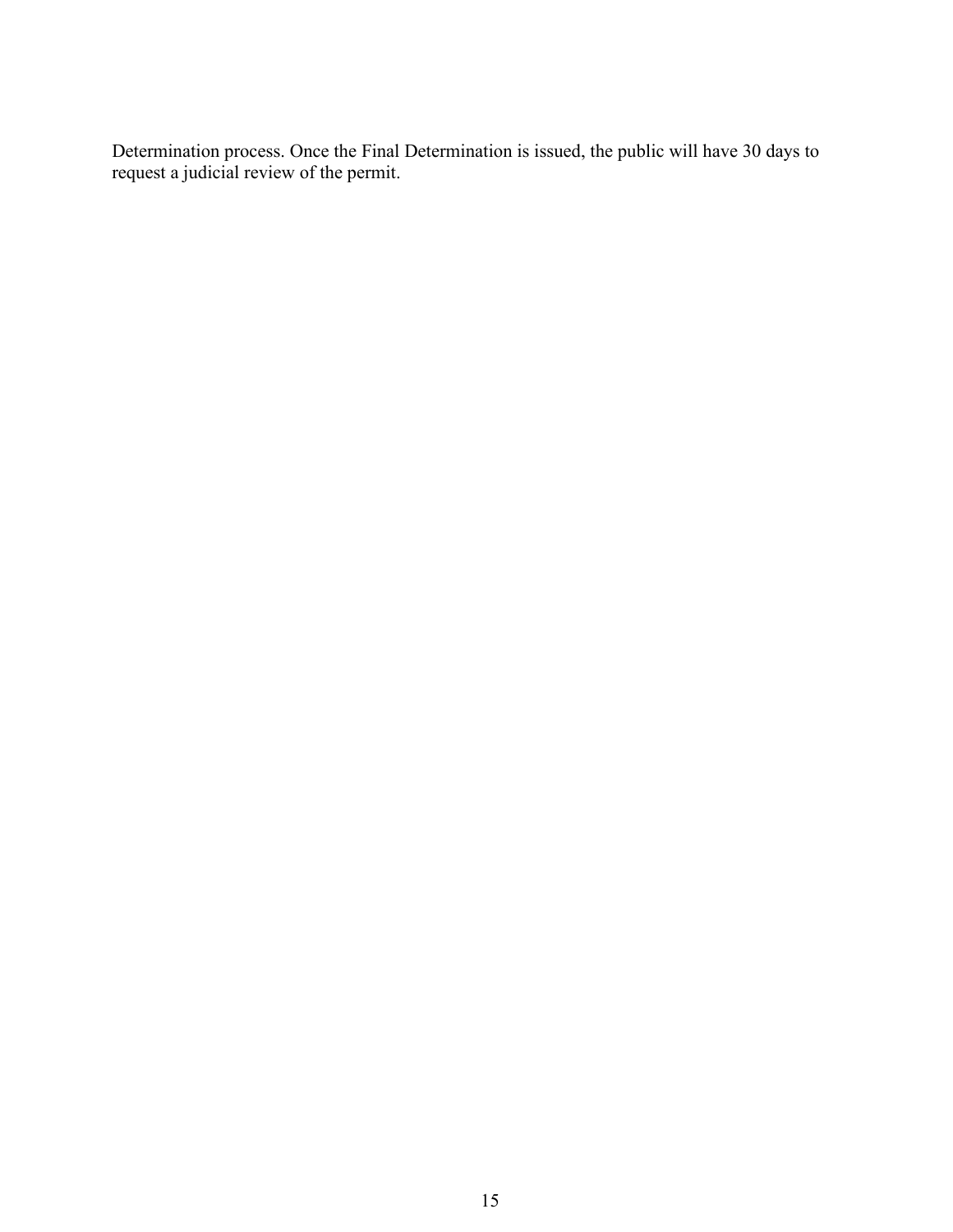Determination process. Once the Final Determination is issued, the public will have 30 days to request a judicial review of the permit.